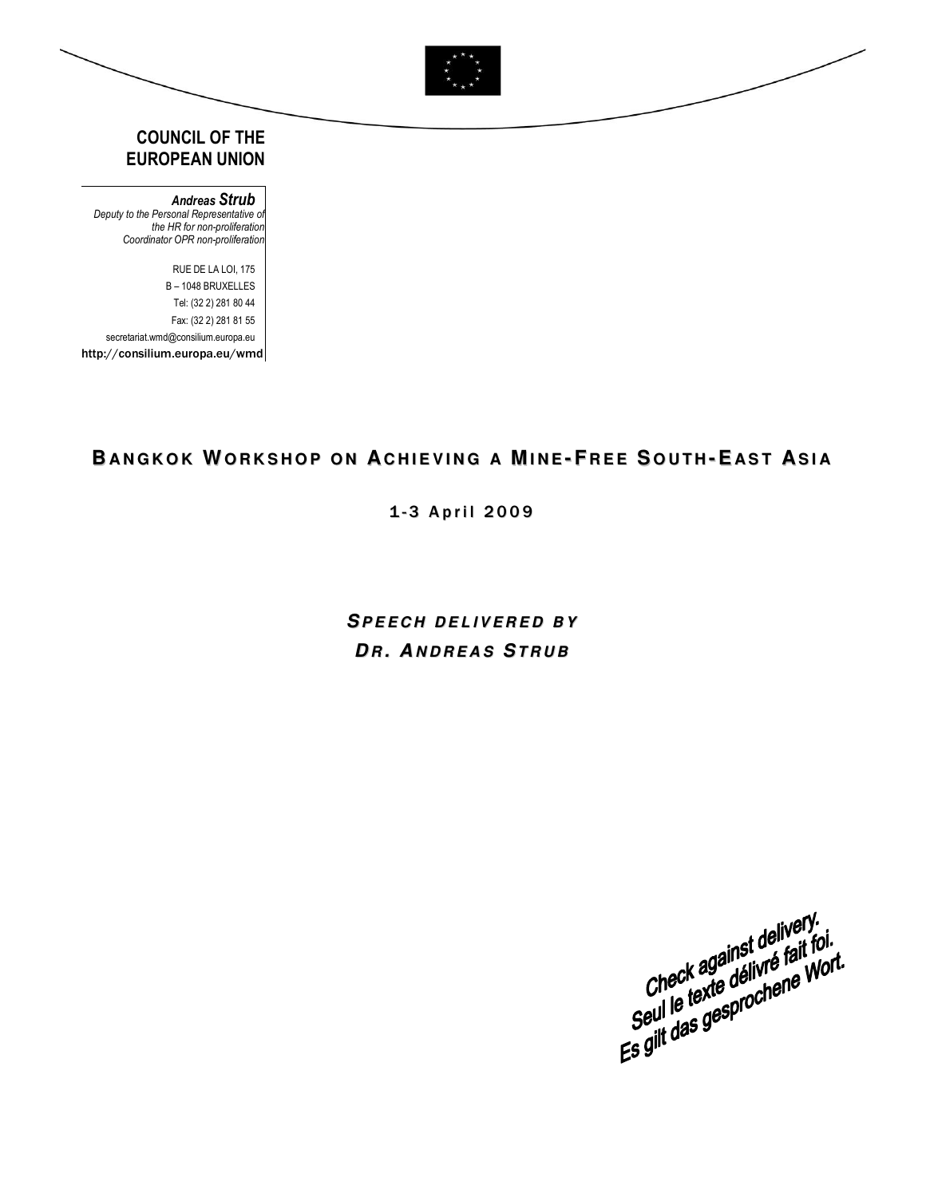**COUNCIL OF THE EUROPEAN UNION**

***Andreas Strub***
*Deputy to the Personal Representative of the HR for non-proliferation*
*Coordinator OPR non-proliferation*

RUE DE LA LOI, 175
B – 1048 BRUXELLES
Tel: (32 2) 281 80 44
Fax: (32 2) 281 81 55
secretariat.wmd@consilium.europa.eu
**http://consilium.europa.eu/wmd**

# BANGKOK WORKSHOP ON ACHIEVING A MINE-FREE SOUTH-EAST ASIA

## 1-3 April 2009

***SPEECH DELIVERED BY***
***DR. ANDREAS STRUB***

*Check against delivery.*
*Seul le texte délivré fait foi.*
*Es gilt das gesprochene Wort.*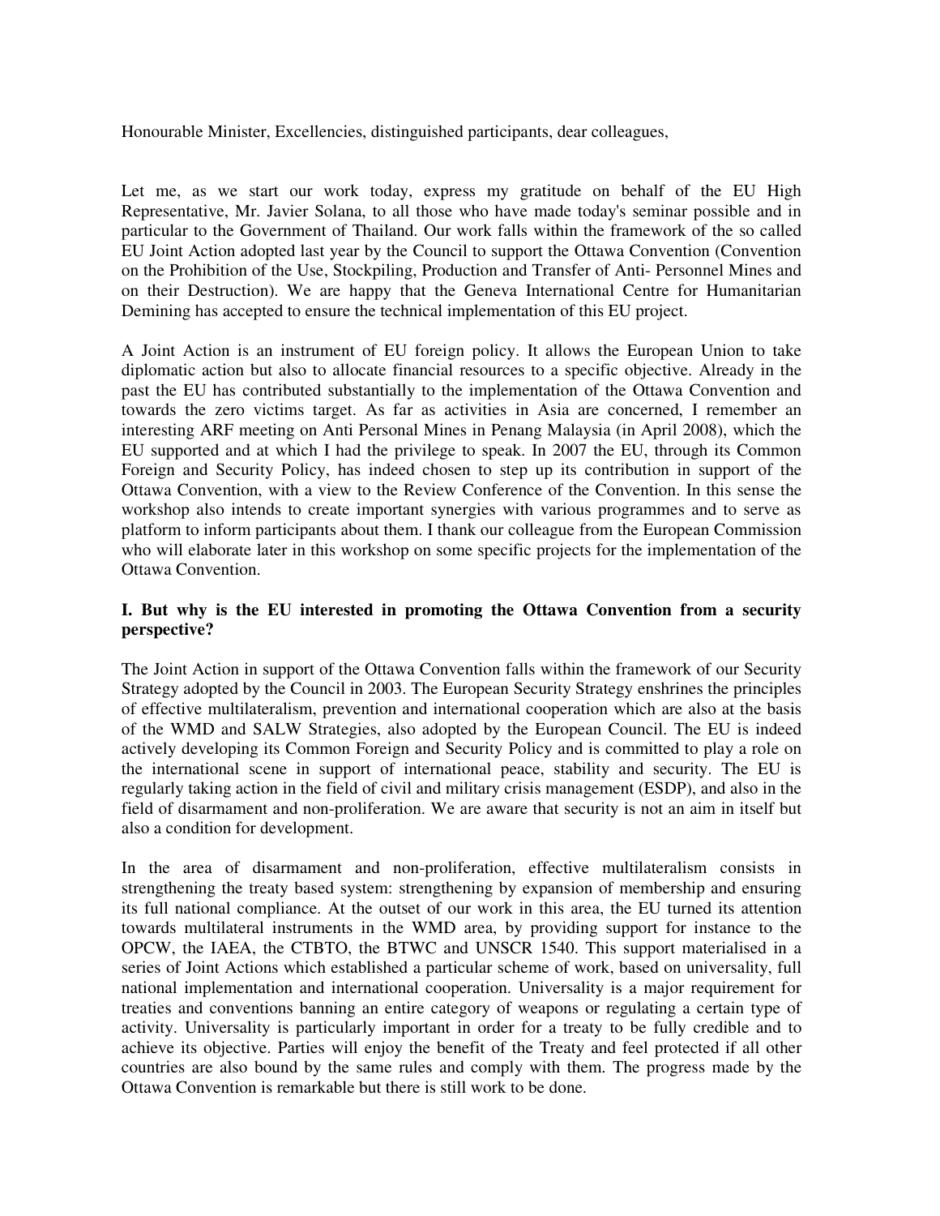Honourable Minister, Excellencies, distinguished participants, dear colleagues,

Let me, as we start our work today, express my gratitude on behalf of the EU High Representative, Mr. Javier Solana, to all those who have made today's seminar possible and in particular to the Government of Thailand. Our work falls within the framework of the so called EU Joint Action adopted last year by the Council to support the Ottawa Convention (Convention on the Prohibition of the Use, Stockpiling, Production and Transfer of Anti- Personnel Mines and on their Destruction). We are happy that the Geneva International Centre for Humanitarian Demining has accepted to ensure the technical implementation of this EU project.

A Joint Action is an instrument of EU foreign policy. It allows the European Union to take diplomatic action but also to allocate financial resources to a specific objective. Already in the past the EU has contributed substantially to the implementation of the Ottawa Convention and towards the zero victims target. As far as activities in Asia are concerned, I remember an interesting ARF meeting on Anti Personal Mines in Penang Malaysia (in April 2008), which the EU supported and at which I had the privilege to speak. In 2007 the EU, through its Common Foreign and Security Policy, has indeed chosen to step up its contribution in support of the Ottawa Convention, with a view to the Review Conference of the Convention. In this sense the workshop also intends to create important synergies with various programmes and to serve as platform to inform participants about them. I thank our colleague from the European Commission who will elaborate later in this workshop on some specific projects for the implementation of the Ottawa Convention.

**I. But why is the EU interested in promoting the Ottawa Convention from a security perspective?**

The Joint Action in support of the Ottawa Convention falls within the framework of our Security Strategy adopted by the Council in 2003. The European Security Strategy enshrines the principles of effective multilateralism, prevention and international cooperation which are also at the basis of the WMD and SALW Strategies, also adopted by the European Council. The EU is indeed actively developing its Common Foreign and Security Policy and is committed to play a role on the international scene in support of international peace, stability and security. The EU is regularly taking action in the field of civil and military crisis management (ESDP), and also in the field of disarmament and non-proliferation. We are aware that security is not an aim in itself but also a condition for development.

In the area of disarmament and non-proliferation, effective multilateralism consists in strengthening the treaty based system: strengthening by expansion of membership and ensuring its full national compliance. At the outset of our work in this area, the EU turned its attention towards multilateral instruments in the WMD area, by providing support for instance to the OPCW, the IAEA, the CTBTO, the BTWC and UNSCR 1540. This support materialised in a series of Joint Actions which established a particular scheme of work, based on universality, full national implementation and international cooperation. Universality is a major requirement for treaties and conventions banning an entire category of weapons or regulating a certain type of activity. Universality is particularly important in order for a treaty to be fully credible and to achieve its objective. Parties will enjoy the benefit of the Treaty and feel protected if all other countries are also bound by the same rules and comply with them. The progress made by the Ottawa Convention is remarkable but there is still work to be done.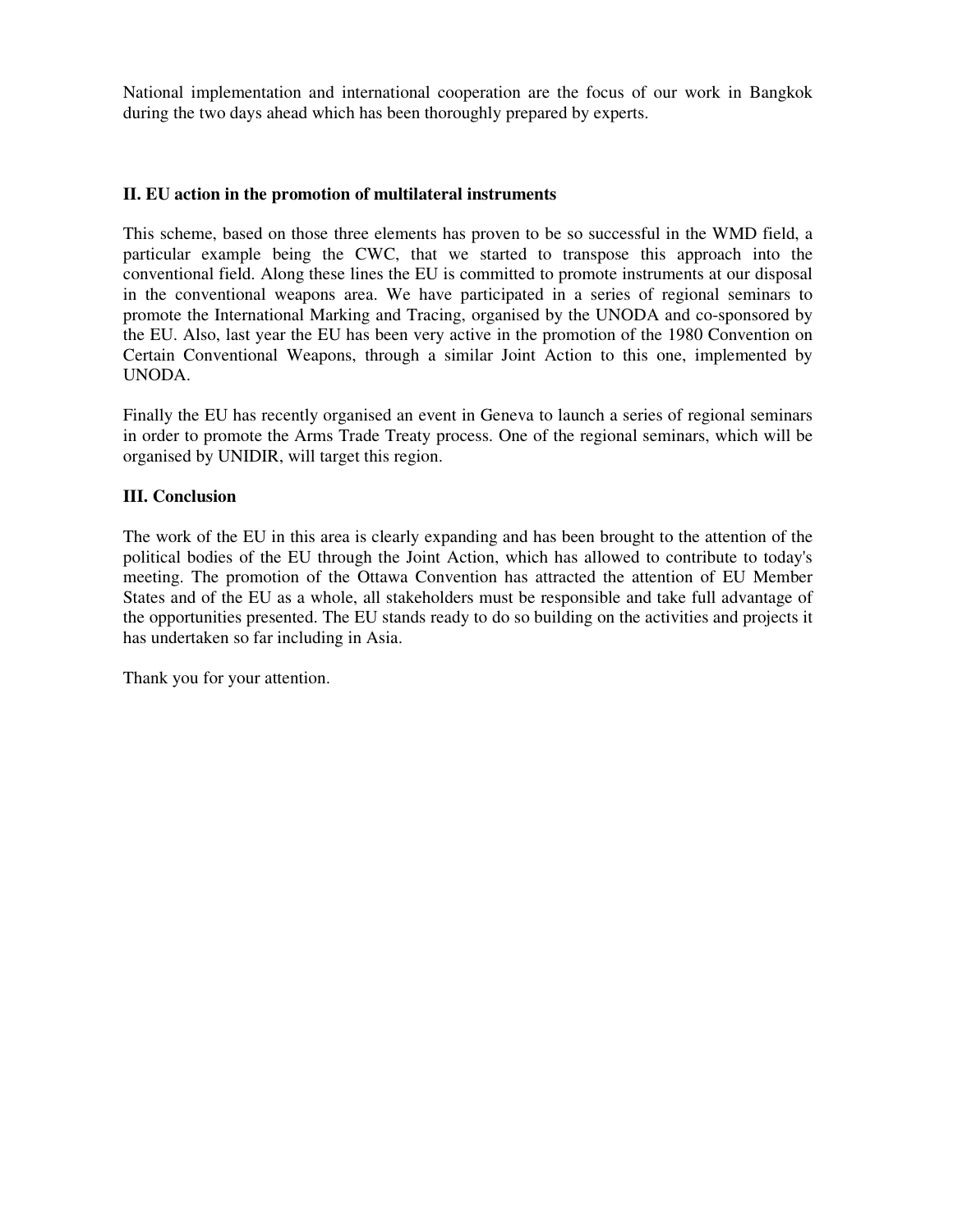National implementation and international cooperation are the focus of our work in Bangkok during the two days ahead which has been thoroughly prepared by experts.

## II. EU action in the promotion of multilateral instruments

This scheme, based on those three elements has proven to be so successful in the WMD field, a particular example being the CWC, that we started to transpose this approach into the conventional field. Along these lines the EU is committed to promote instruments at our disposal in the conventional weapons area. We have participated in a series of regional seminars to promote the International Marking and Tracing, organised by the UNODA and co-sponsored by the EU. Also, last year the EU has been very active in the promotion of the 1980 Convention on Certain Conventional Weapons, through a similar Joint Action to this one, implemented by UNODA.

Finally the EU has recently organised an event in Geneva to launch a series of regional seminars in order to promote the Arms Trade Treaty process. One of the regional seminars, which will be organised by UNIDIR, will target this region.

## III. Conclusion

The work of the EU in this area is clearly expanding and has been brought to the attention of the political bodies of the EU through the Joint Action, which has allowed to contribute to today's meeting. The promotion of the Ottawa Convention has attracted the attention of EU Member States and of the EU as a whole, all stakeholders must be responsible and take full advantage of the opportunities presented. The EU stands ready to do so building on the activities and projects it has undertaken so far including in Asia.

Thank you for your attention.